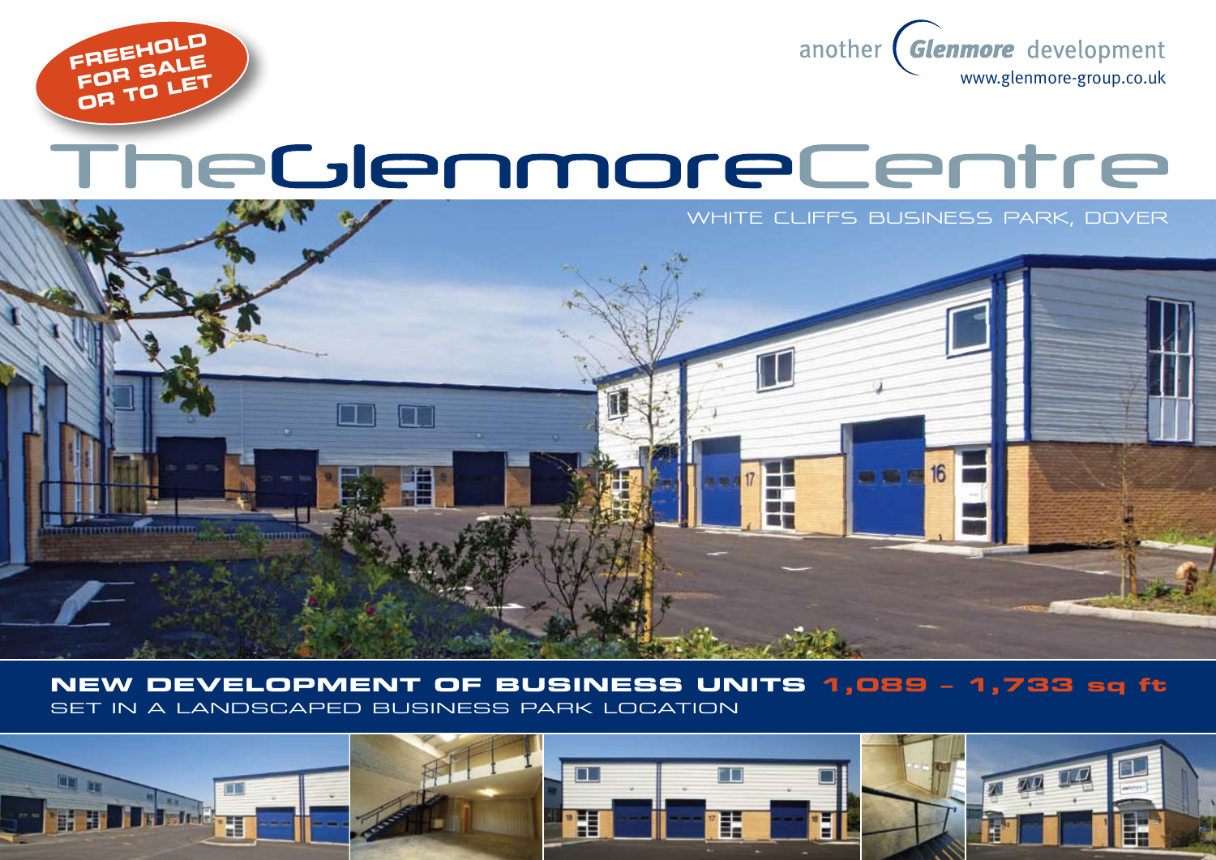**FREEHOLD FOR SALE OR TO LET**

another Glenmore development
www.glenmore-group.co.uk

# The Glenmore Centre

WHITE CLIFFS BUSINESS PARK, DOVER

**NEW DEVELOPMENT OF BUSINESS UNITS 1,089 – 1,733 sq ft**

SET IN A LANDSCAPED BUSINESS PARK LOCATION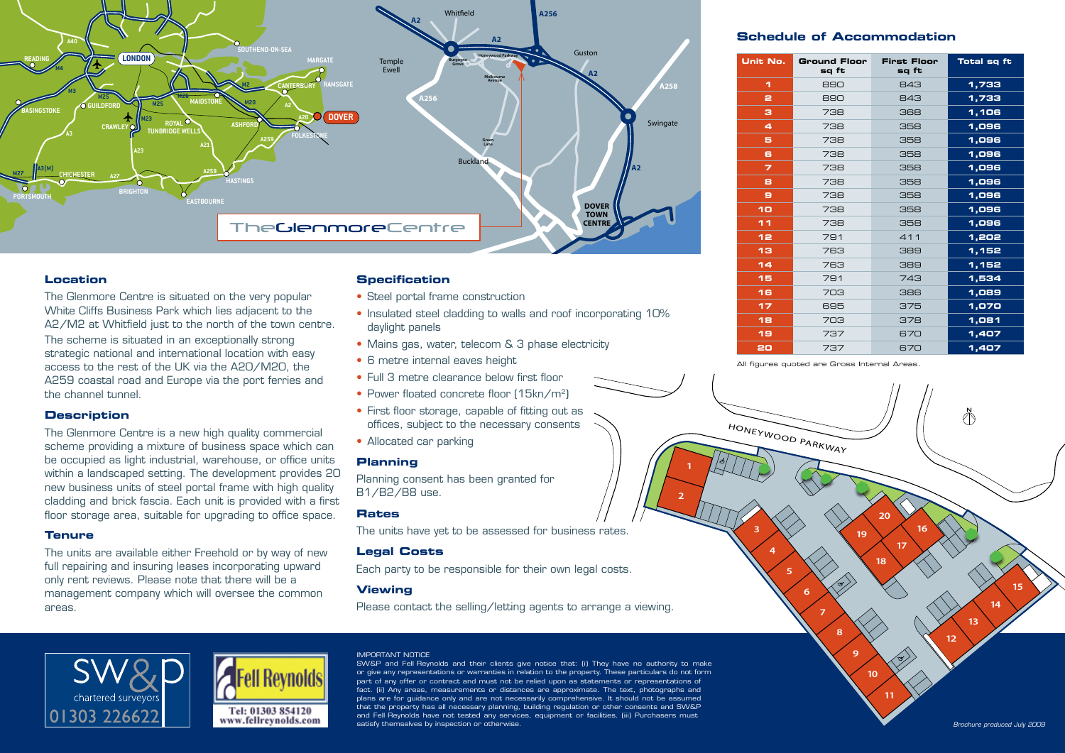## Schedule of Accommodation

| Unit No. | Ground Floor sq ft | First Floor sq ft | Total sq ft |
|---|---|---|---|
| 1 | 890 | 843 | 1,733 |
| 2 | 890 | 843 | 1,733 |
| 3 | 738 | 368 | 1,106 |
| 4 | 738 | 358 | 1,096 |
| 5 | 738 | 358 | 1,096 |
| 6 | 738 | 358 | 1,096 |
| 7 | 738 | 358 | 1,096 |
| 8 | 738 | 358 | 1,096 |
| 9 | 738 | 358 | 1,096 |
| 10 | 738 | 358 | 1,096 |
| 11 | 738 | 358 | 1,096 |
| 12 | 791 | 411 | 1,202 |
| 13 | 763 | 389 | 1,152 |
| 14 | 763 | 389 | 1,152 |
| 15 | 791 | 743 | 1,534 |
| 16 | 703 | 386 | 1,089 |
| 17 | 695 | 375 | 1,070 |
| 18 | 703 | 378 | 1,081 |
| 19 | 737 | 670 | 1,407 |
| 20 | 737 | 670 | 1,407 |

All figures quoted are Gross Internal Areas.

The Glenmore Centre

### Location

The Glenmore Centre is situated on the very popular White Cliffs Business Park which lies adjacent to the A2/M2 at Whitfield just to the north of the town centre.

The scheme is situated in an exceptionally strong strategic national and international location with easy access to the rest of the UK via the A20/M20, the A259 coastal road and Europe via the port ferries and the channel tunnel.

### Description

The Glenmore Centre is a new high quality commercial scheme providing a mixture of business space which can be occupied as light industrial, warehouse, or office units within a landscaped setting. The development provides 20 new business units of steel portal frame with high quality cladding and brick fascia. Each unit is provided with a first floor storage area, suitable for upgrading to office space.

### Tenure

The units are available either Freehold or by way of new full repairing and insuring leases incorporating upward only rent reviews. Please note that there will be a management company which will oversee the common areas.

### Specification

- Steel portal frame construction
- Insulated steel cladding to walls and roof incorporating 10% daylight panels
- Mains gas, water, telecom & 3 phase electricity
- 6 metre internal eaves height
- Full 3 metre clearance below first floor
- Power floated concrete floor (15kn/m²)
- First floor storage, capable of fitting out as offices, subject to the necessary consents
- Allocated car parking

### Planning

Planning consent has been granted for B1/B2/B8 use.

### Rates

The units have yet to be assessed for business rates.

### Legal Costs

Each party to be responsible for their own legal costs.

### Viewing

Please contact the selling/letting agents to arrange a viewing.

SW&P chartered surveyors 01303 226622

Fell Reynolds Tel: 01303 854120 www.fellreynolds.com

IMPORTANT NOTICE
SW&P and Fell Reynolds and their clients give notice that: (i) They have no authority to make or give any representations or warranties in relation to the property. These particulars do not form part of any offer or contract and must not be relied upon as statements or representations of fact. (ii) Any areas, measurements or distances are approximate. The text, photographs and plans are for guidance only and are not necessarily comprehensive. It should not be assumed that the property has all necessary planning, building regulation or other consents and SW&P and Fell Reynolds have not tested any services, equipment or facilities. (iii) Purchasers must satisfy themselves by inspection or otherwise.

*Brochure produced July 2009*